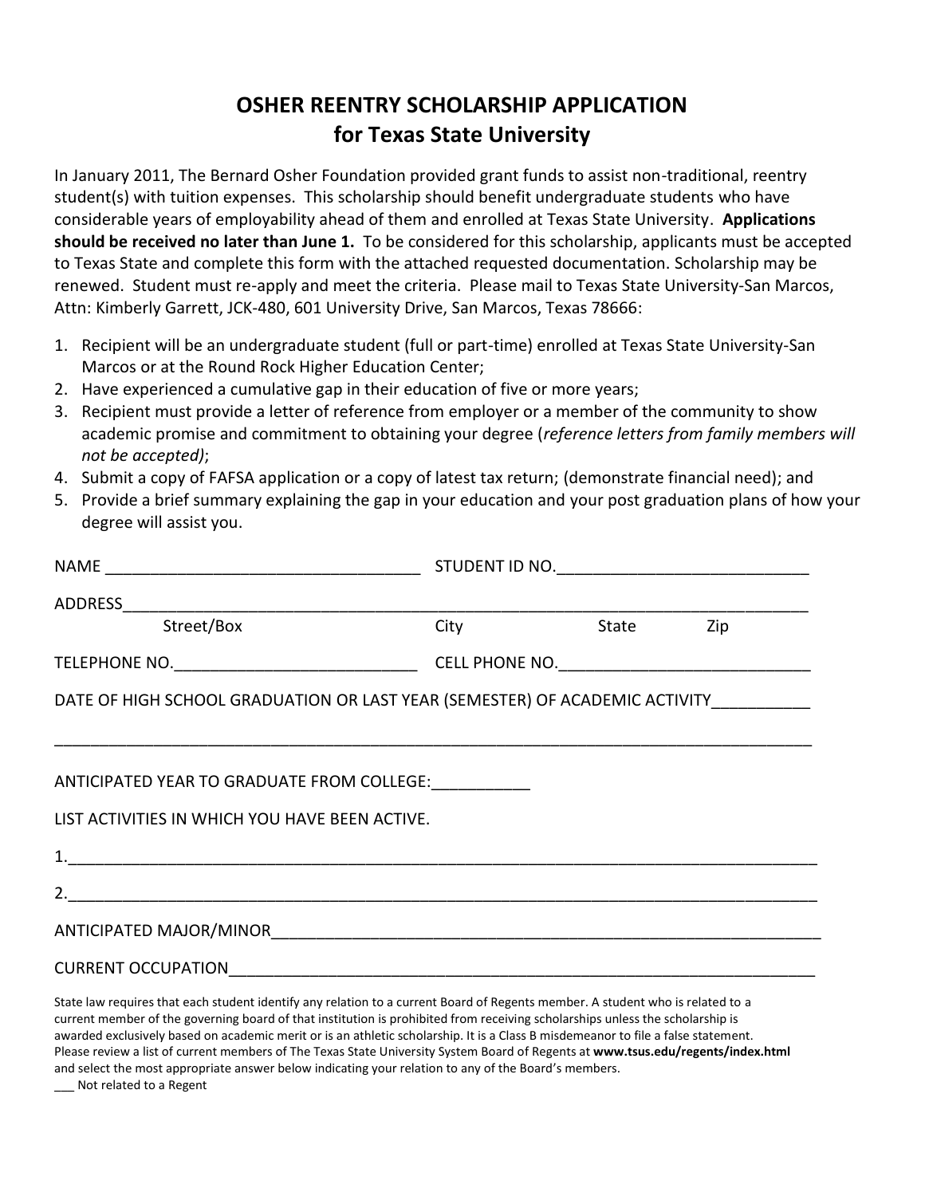# OSHER REENTRY SCHOLARSHIP APPLICATION
## for Texas State University

In January 2011, The Bernard Osher Foundation provided grant funds to assist non-traditional, reentry student(s) with tuition expenses. This scholarship should benefit undergraduate students who have considerable years of employability ahead of them and enrolled at Texas State University. **Applications should be received no later than June 1.** To be considered for this scholarship, applicants must be accepted to Texas State and complete this form with the attached requested documentation. Scholarship may be renewed. Student must re-apply and meet the criteria. Please mail to Texas State University-San Marcos, Attn: Kimberly Garrett, JCK-480, 601 University Drive, San Marcos, Texas 78666:

1. Recipient will be an undergraduate student (full or part-time) enrolled at Texas State University-San Marcos or at the Round Rock Higher Education Center;
2. Have experienced a cumulative gap in their education of five or more years;
3. Recipient must provide a letter of reference from employer or a member of the community to show academic promise and commitment to obtaining your degree (*reference letters from family members will not be accepted)*;
4. Submit a copy of FAFSA application or a copy of latest tax return; (demonstrate financial need); and
5. Provide a brief summary explaining the gap in your education and your post graduation plans of how your degree will assist you.

NAME ___________________________________ STUDENT ID NO.___________________________

ADDRESS___________________________________________________________________________

Street/Box　　　　　　　　　　City　　　　　State　　　　Zip

TELEPHONE NO.__________________________ CELL PHONE NO.___________________________

DATE OF HIGH SCHOOL GRADUATION OR LAST YEAR (SEMESTER) OF ACADEMIC ACTIVITY__________

_____________________________________________________________________________________

ANTICIPATED YEAR TO GRADUATE FROM COLLEGE:___________

LIST ACTIVITIES IN WHICH YOU HAVE BEEN ACTIVE.

1.___________________________________________________________________________________

2.___________________________________________________________________________________

ANTICIPATED MAJOR/MINOR_______________________________________________________________

CURRENT OCCUPATION___________________________________________________________________

State law requires that each student identify any relation to a current Board of Regents member. A student who is related to a current member of the governing board of that institution is prohibited from receiving scholarships unless the scholarship is awarded exclusively based on academic merit or is an athletic scholarship. It is a Class B misdemeanor to file a false statement. Please review a list of current members of The Texas State University System Board of Regents at **www.tsus.edu/regents/index.html** and select the most appropriate answer below indicating your relation to any of the Board's members.

___ Not related to a Regent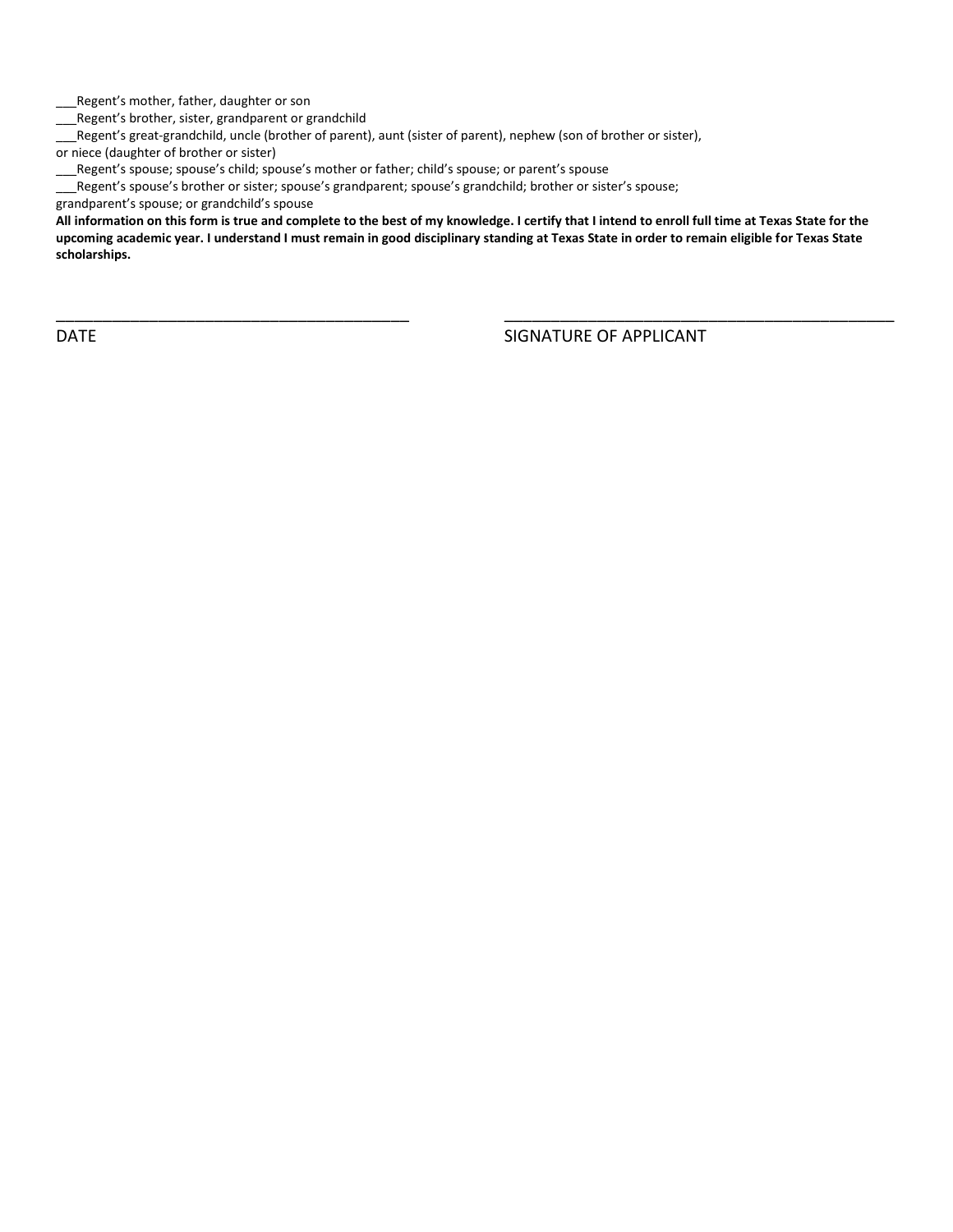___Regent's mother, father, daughter or son

___Regent's brother, sister, grandparent or grandchild

___Regent's great-grandchild, uncle (brother of parent), aunt (sister of parent), nephew (son of brother or sister), or niece (daughter of brother or sister)

___Regent's spouse; spouse's child; spouse's mother or father; child's spouse; or parent's spouse

___Regent's spouse's brother or sister; spouse's grandparent; spouse's grandchild; brother or sister's spouse; grandparent's spouse; or grandchild's spouse

**All information on this form is true and complete to the best of my knowledge. I certify that I intend to enroll full time at Texas State for the upcoming academic year. I understand I must remain in good disciplinary standing at Texas State in order to remain eligible for Texas State scholarships.**

______________________________________________  
DATE

______________________________________________  
SIGNATURE OF APPLICANT